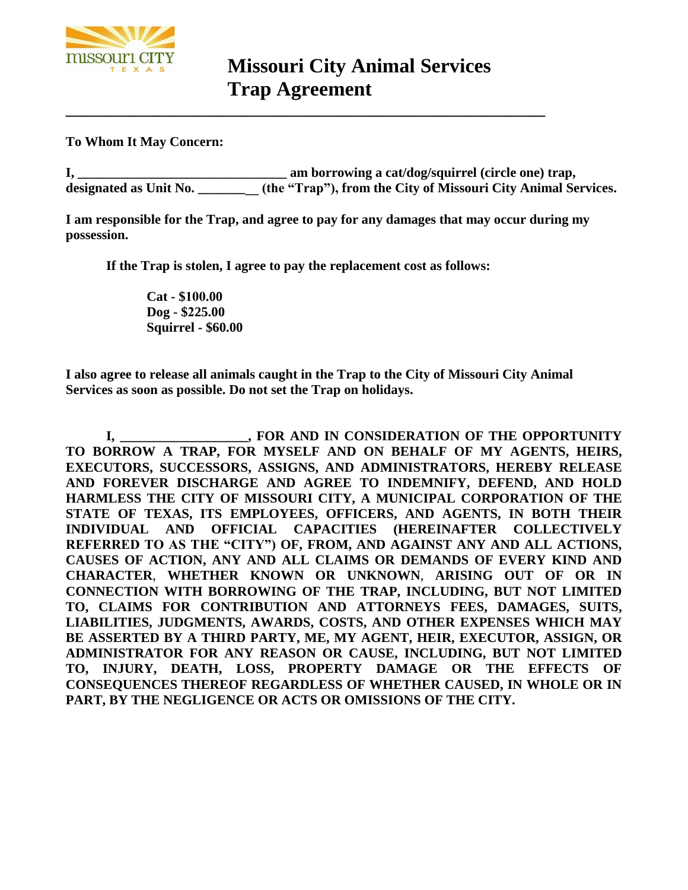# Missouri City Animal Services Trap Agreement

---

**To Whom It May Concern:**

**I, _______________________________ am borrowing a cat/dog/squirrel (circle one) trap, designated as Unit No. _________ (the "Trap"), from the City of Missouri City Animal Services.**

**I am responsible for the Trap, and agree to pay for any damages that may occur during my possession.**

**If the Trap is stolen, I agree to pay the replacement cost as follows:**

**Cat - $100.00**
**Dog - $225.00**
**Squirrel - $60.00**

**I also agree to release all animals caught in the Trap to the City of Missouri City Animal Services as soon as possible. Do not set the Trap on holidays.**

**I, ___________________, FOR AND IN CONSIDERATION OF THE OPPORTUNITY TO BORROW A TRAP, FOR MYSELF AND ON BEHALF OF MY AGENTS, HEIRS, EXECUTORS, SUCCESSORS, ASSIGNS, AND ADMINISTRATORS, HEREBY RELEASE AND FOREVER DISCHARGE AND AGREE TO INDEMNIFY, DEFEND, AND HOLD HARMLESS THE CITY OF MISSOURI CITY, A MUNICIPAL CORPORATION OF THE STATE OF TEXAS, ITS EMPLOYEES, OFFICERS, AND AGENTS, IN BOTH THEIR INDIVIDUAL AND OFFICIAL CAPACITIES (HEREINAFTER COLLECTIVELY REFERRED TO AS THE "CITY") OF, FROM, AND AGAINST ANY AND ALL ACTIONS, CAUSES OF ACTION, ANY AND ALL CLAIMS OR DEMANDS OF EVERY KIND AND CHARACTER, WHETHER KNOWN OR UNKNOWN, ARISING OUT OF OR IN CONNECTION WITH BORROWING OF THE TRAP, INCLUDING, BUT NOT LIMITED TO, CLAIMS FOR CONTRIBUTION AND ATTORNEYS FEES, DAMAGES, SUITS, LIABILITIES, JUDGMENTS, AWARDS, COSTS, AND OTHER EXPENSES WHICH MAY BE ASSERTED BY A THIRD PARTY, ME, MY AGENT, HEIR, EXECUTOR, ASSIGN, OR ADMINISTRATOR FOR ANY REASON OR CAUSE, INCLUDING, BUT NOT LIMITED TO, INJURY, DEATH, LOSS, PROPERTY DAMAGE OR THE EFFECTS OF CONSEQUENCES THEREOF REGARDLESS OF WHETHER CAUSED, IN WHOLE OR IN PART, BY THE NEGLIGENCE OR ACTS OR OMISSIONS OF THE CITY.**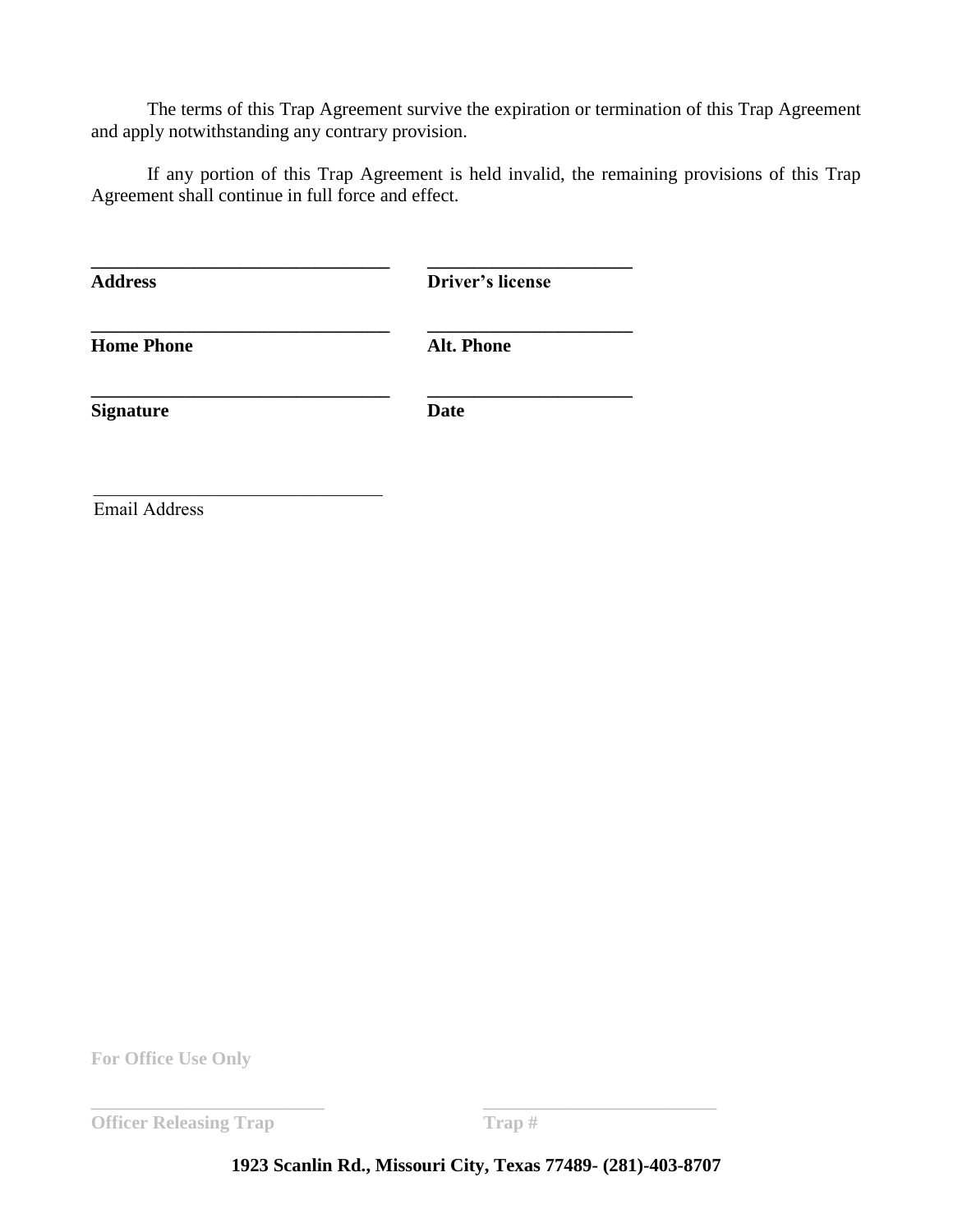The terms of this Trap Agreement survive the expiration or termination of this Trap Agreement and apply notwithstanding any contrary provision.

If any portion of this Trap Agreement is held invalid, the remaining provisions of this Trap Agreement shall continue in full force and effect.

| | |
|---|---|
| ________________________________ | ______________________ |
| **Address** | **Driver's license** |
| ________________________________ | ______________________ |
| **Home Phone** | **Alt. Phone** |
| ________________________________ | ______________________ |
| **Signature** | **Date** |

________________________________
Email Address

**For Office Use Only**

| | |
|---|---|
| _________________________ | _________________________ |
| **Officer Releasing Trap** | **Trap #** |

**1923 Scanlin Rd., Missouri City, Texas 77489- (281)-403-8707**